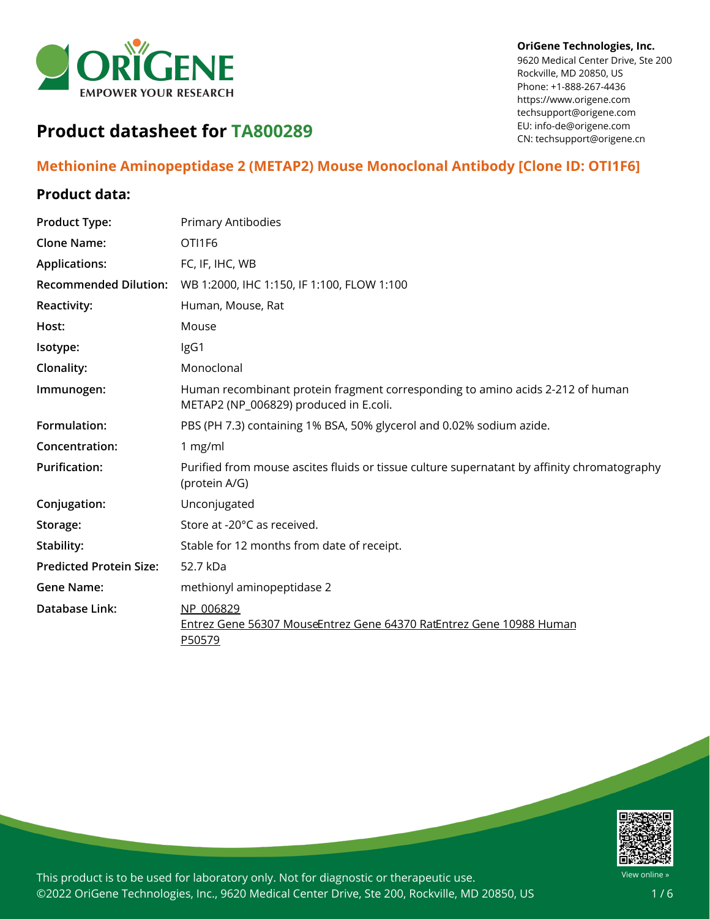OriGene Technologies, Inc.
9620 Medical Center Drive, Ste 200
Rockville, MD 20850, US
Phone: +1-888-267-4436
https://www.origene.com
techsupport@origene.com
EU: info-de@origene.com
CN: techsupport@origene.cn

# Product datasheet for TA800289

## Methionine Aminopeptidase 2 (METAP2) Mouse Monoclonal Antibody [Clone ID: OTI1F6]

### Product data:

| | |
|---|---|
| **Product Type:** | Primary Antibodies |
| **Clone Name:** | OTI1F6 |
| **Applications:** | FC, IF, IHC, WB |
| **Recommended Dilution:** | WB 1:2000, IHC 1:150, IF 1:100, FLOW 1:100 |
| **Reactivity:** | Human, Mouse, Rat |
| **Host:** | Mouse |
| **Isotype:** | IgG1 |
| **Clonality:** | Monoclonal |
| **Immunogen:** | Human recombinant protein fragment corresponding to amino acids 2-212 of human METAP2 (NP_006829) produced in E.coli. |
| **Formulation:** | PBS (PH 7.3) containing 1% BSA, 50% glycerol and 0.02% sodium azide. |
| **Concentration:** | 1 mg/ml |
| **Purification:** | Purified from mouse ascites fluids or tissue culture supernatant by affinity chromatography (protein A/G) |
| **Conjugation:** | Unconjugated |
| **Storage:** | Store at -20°C as received. |
| **Stability:** | Stable for 12 months from date of receipt. |
| **Predicted Protein Size:** | 52.7 kDa |
| **Gene Name:** | methionyl aminopeptidase 2 |
| **Database Link:** | NP_006829<br>Entrez Gene 56307 Mouse Entrez Gene 64370 Rat Entrez Gene 10988 Human<br>P50579 |

This product is to be used for laboratory only. Not for diagnostic or therapeutic use.
©2022 OriGene Technologies, Inc., 9620 Medical Center Drive, Ste 200, Rockville, MD 20850, US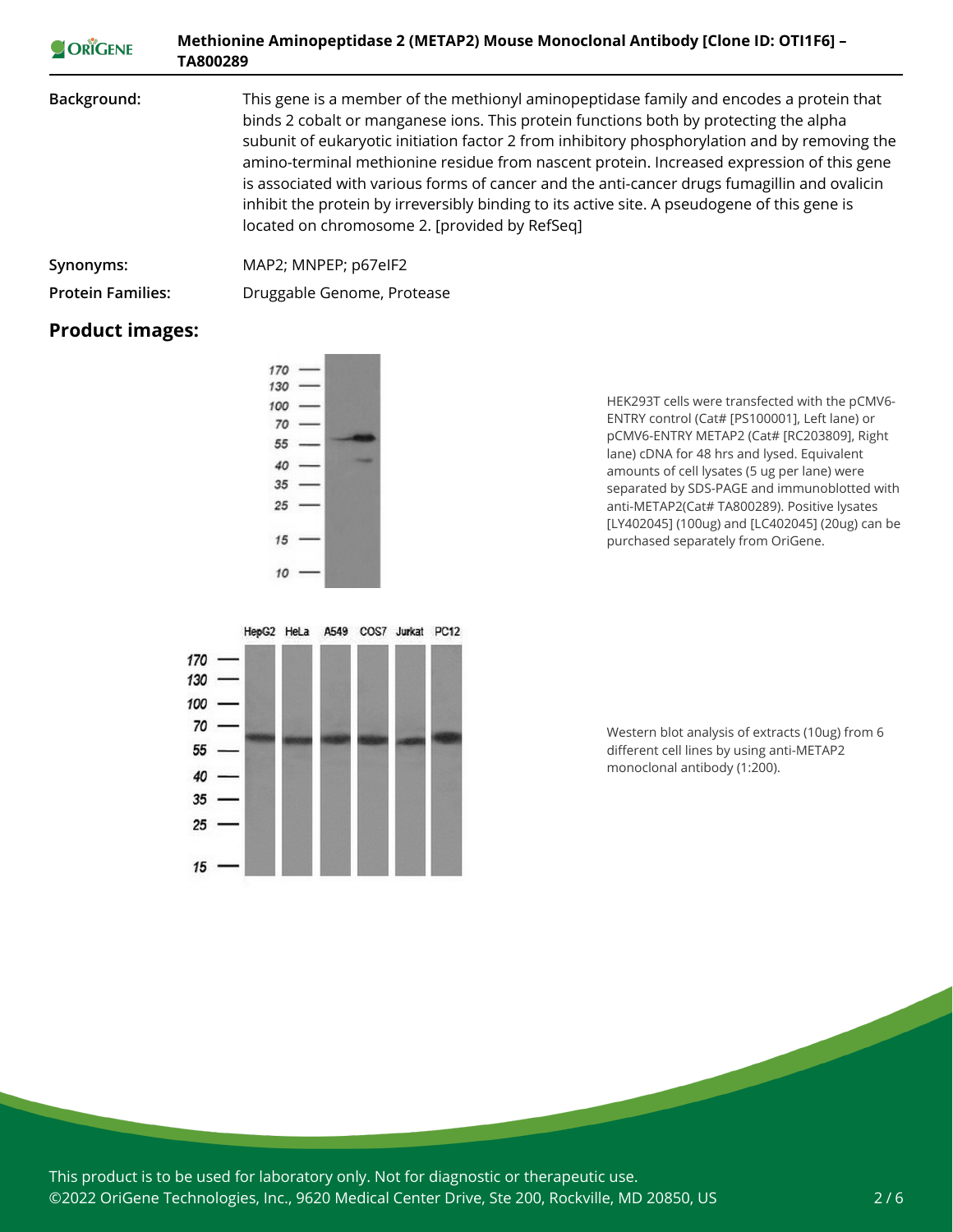**Background:** This gene is a member of the methionyl aminopeptidase family and encodes a protein that binds 2 cobalt or manganese ions. This protein functions both by protecting the alpha subunit of eukaryotic initiation factor 2 from inhibitory phosphorylation and by removing the amino-terminal methionine residue from nascent protein. Increased expression of this gene is associated with various forms of cancer and the anti-cancer drugs fumagillin and ovalicin inhibit the protein by irreversibly binding to its active site. A pseudogene of this gene is located on chromosome 2. [provided by RefSeq]

**Synonyms:** MAP2; MNPEP; p67eIF2

**Protein Families:** Druggable Genome, Protease

## Product images:

HEK293T cells were transfected with the pCMV6-ENTRY control (Cat# [PS100001], Left lane) or pCMV6-ENTRY METAP2 (Cat# [RC203809], Right lane) cDNA for 48 hrs and lysed. Equivalent amounts of cell lysates (5 ug per lane) were separated by SDS-PAGE and immunoblotted with anti-METAP2(Cat# TA800289). Positive lysates [LY402045] (100ug) and [LC402045] (20ug) can be purchased separately from OriGene.

Western blot analysis of extracts (10ug) from 6 different cell lines by using anti-METAP2 monoclonal antibody (1:200).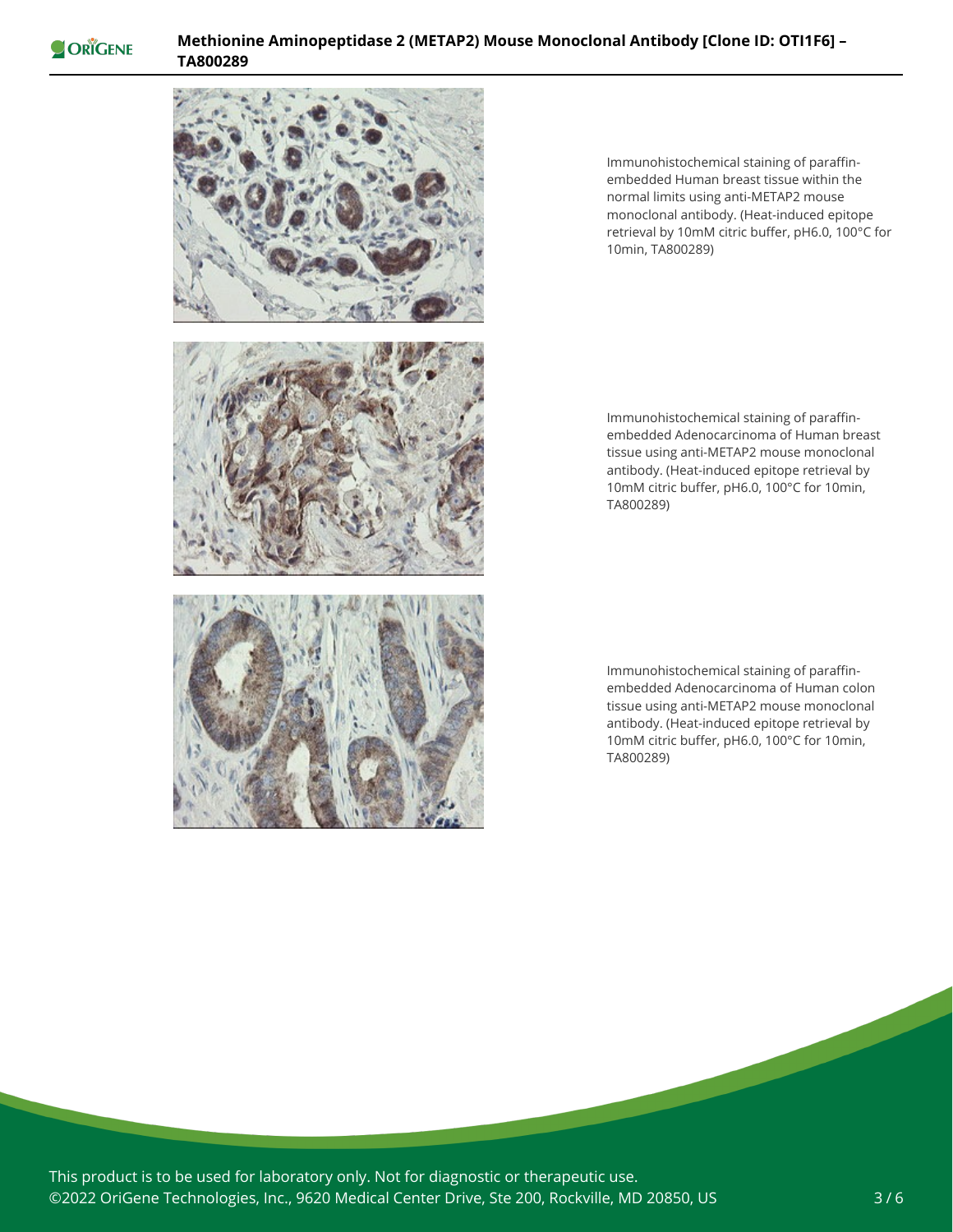Immunohistochemical staining of paraffin-embedded Human breast tissue within the normal limits using anti-METAP2 mouse monoclonal antibody. (Heat-induced epitope retrieval by 10mM citric buffer, pH6.0, 100°C for 10min, TA800289)

Immunohistochemical staining of paraffin-embedded Adenocarcinoma of Human breast tissue using anti-METAP2 mouse monoclonal antibody. (Heat-induced epitope retrieval by 10mM citric buffer, pH6.0, 100°C for 10min, TA800289)

Immunohistochemical staining of paraffin-embedded Adenocarcinoma of Human colon tissue using anti-METAP2 mouse monoclonal antibody. (Heat-induced epitope retrieval by 10mM citric buffer, pH6.0, 100°C for 10min, TA800289)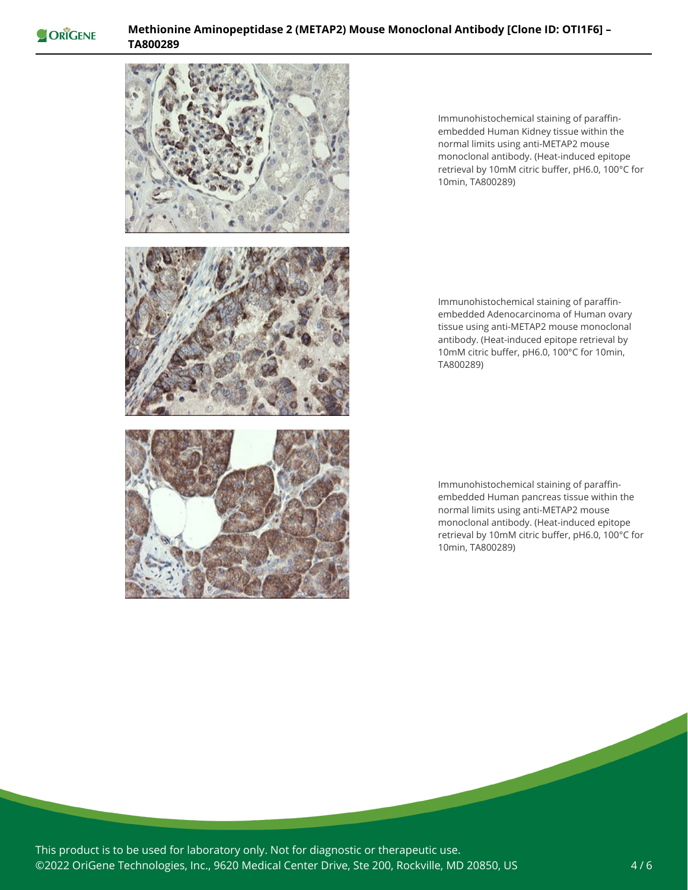Immunohistochemical staining of paraffin-embedded Human Kidney tissue within the normal limits using anti-METAP2 mouse monoclonal antibody. (Heat-induced epitope retrieval by 10mM citric buffer, pH6.0, 100°C for 10min, TA800289)

Immunohistochemical staining of paraffin-embedded Adenocarcinoma of Human ovary tissue using anti-METAP2 mouse monoclonal antibody. (Heat-induced epitope retrieval by 10mM citric buffer, pH6.0, 100°C for 10min, TA800289)

Immunohistochemical staining of paraffin-embedded Human pancreas tissue within the normal limits using anti-METAP2 mouse monoclonal antibody. (Heat-induced epitope retrieval by 10mM citric buffer, pH6.0, 100°C for 10min, TA800289)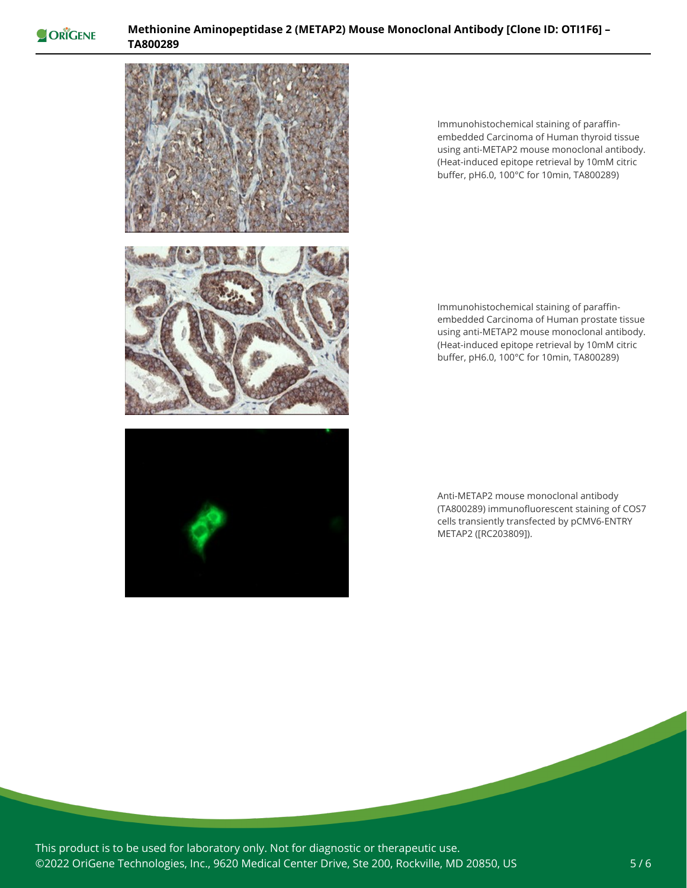Immunohistochemical staining of paraffin-embedded Carcinoma of Human thyroid tissue using anti-METAP2 mouse monoclonal antibody. (Heat-induced epitope retrieval by 10mM citric buffer, pH6.0, 100°C for 10min, TA800289)

Immunohistochemical staining of paraffin-embedded Carcinoma of Human prostate tissue using anti-METAP2 mouse monoclonal antibody. (Heat-induced epitope retrieval by 10mM citric buffer, pH6.0, 100°C for 10min, TA800289)

Anti-METAP2 mouse monoclonal antibody (TA800289) immunofluorescent staining of COS7 cells transiently transfected by pCMV6-ENTRY METAP2 ([RC203809]).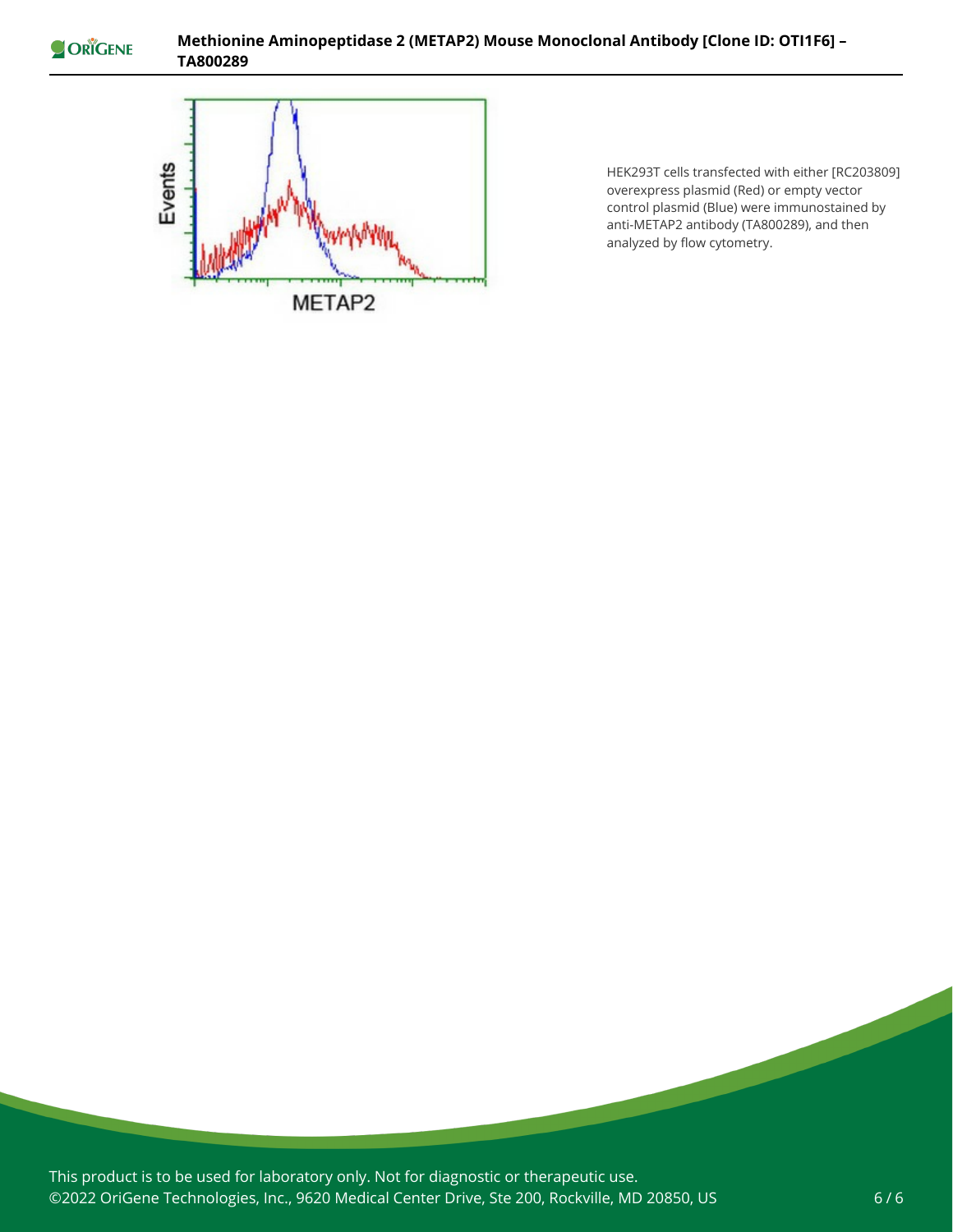Events

METAP2

HEK293T cells transfected with either [RC203809] overexpress plasmid (Red) or empty vector control plasmid (Blue) were immunostained by anti-METAP2 antibody (TA800289), and then analyzed by flow cytometry.

This product is to be used for laboratory only. Not for diagnostic or therapeutic use.
©2022 OriGene Technologies, Inc., 9620 Medical Center Drive, Ste 200, Rockville, MD 20850, US